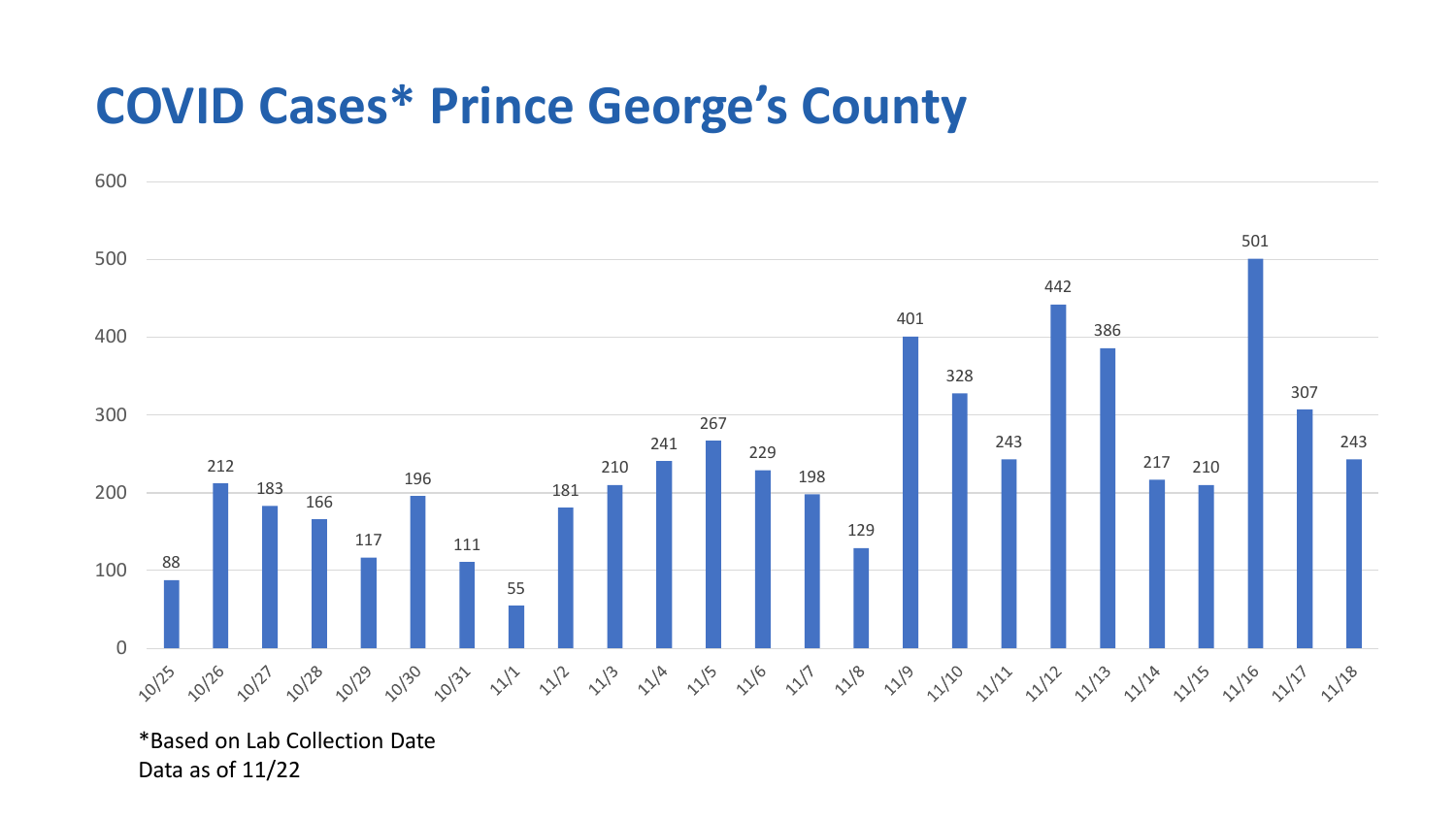# COVID Cases* Prince George's County

| Date | Cases |
| --- | --- |
| 10/25 | 88 |
| 10/26 | 212 |
| 10/27 | 183 |
| 10/28 | 166 |
| 10/29 | 117 |
| 10/30 | 196 |
| 10/31 | 111 |
| 11/1 | 55 |
| 11/2 | 181 |
| 11/3 | 210 |
| 11/4 | 241 |
| 11/5 | 267 |
| 11/6 | 229 |
| 11/7 | 198 |
| 11/8 | 129 |
| 11/9 | 401 |
| 11/10 | 328 |
| 11/11 | 243 |
| 11/12 | 442 |
| 11/13 | 386 |
| 11/14 | 217 |
| 11/15 | 210 |
| 11/16 | 501 |
| 11/17 | 307 |
| 11/18 | 243 |

*Based on Lab Collection Date
Data as of 11/22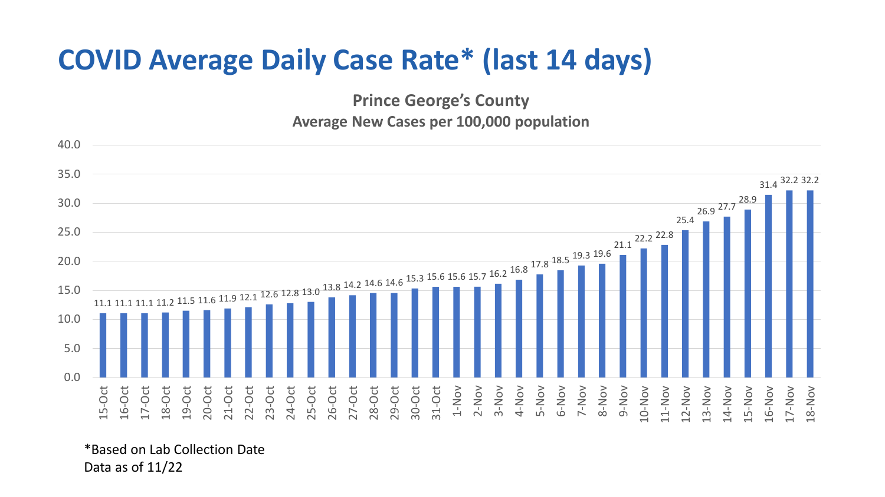# COVID Average Daily Case Rate* (last 14 days)

**Prince George's County**

**Average New Cases per 100,000 population**

| Date | Rate |
|---|---|
| 15-Oct | 11.1 |
| 16-Oct | 11.1 |
| 17-Oct | 11.1 |
| 18-Oct | 11.2 |
| 19-Oct | 11.5 |
| 20-Oct | 11.6 |
| 21-Oct | 11.9 |
| 22-Oct | 12.1 |
| 23-Oct | 12.6 |
| 24-Oct | 12.8 |
| 25-Oct | 13.0 |
| 26-Oct | 13.8 |
| 27-Oct | 14.2 |
| 28-Oct | 14.6 |
| 29-Oct | 14.6 |
| 30-Oct | 15.3 |
| 31-Oct | 15.6 |
| 1-Nov | 15.6 |
| 2-Nov | 15.7 |
| 3-Nov | 16.2 |
| 4-Nov | 16.8 |
| 5-Nov | 17.8 |
| 6-Nov | 18.5 |
| 7-Nov | 19.3 |
| 8-Nov | 19.6 |
| 9-Nov | 21.1 |
| 10-Nov | 22.2 |
| 11-Nov | 22.8 |
| 12-Nov | 25.4 |
| 13-Nov | 26.9 |
| 14-Nov | 27.7 |
| 15-Nov | 28.9 |
| 16-Nov | 31.4 |
| 17-Nov | 32.2 |
| 18-Nov | 32.2 |

*Based on Lab Collection Date
Data as of 11/22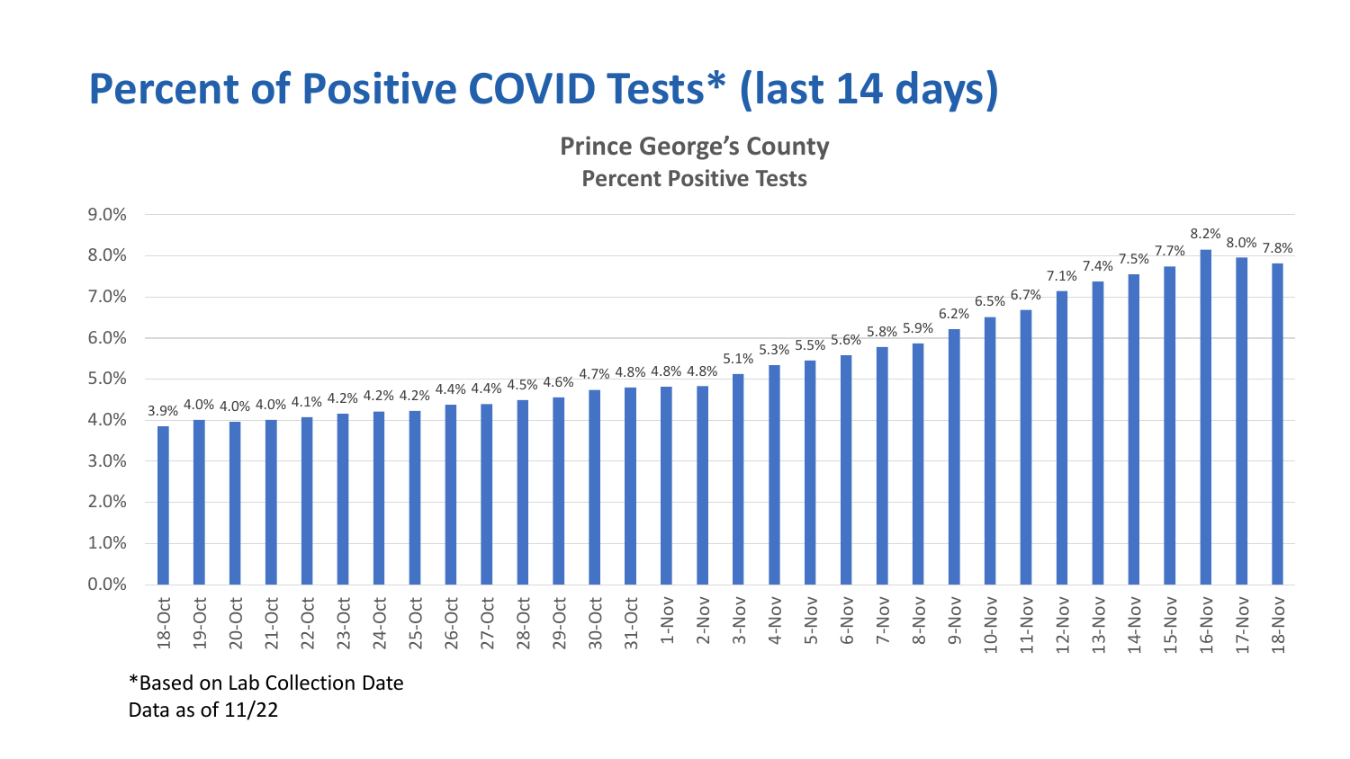# Percent of Positive COVID Tests* (last 14 days)

Prince George's County
Percent Positive Tests

9.0%
8.0%
7.0%
6.0%
5.0%
4.0%
3.0%
2.0%
1.0%
0.0%

3.9% 4.0% 4.0% 4.0% 4.1% 4.2% 4.2% 4.2% 4.4% 4.4% 4.5% 4.6% 4.7% 4.8% 4.8% 4.8% 5.1% 5.3% 5.5% 5.6% 5.8% 5.9% 6.2% 6.5% 6.7% 7.1% 7.4% 7.5% 7.7% 8.2% 8.0% 7.8%

18-Oct 19-Oct 20-Oct 21-Oct 22-Oct 23-Oct 24-Oct 25-Oct 26-Oct 27-Oct 28-Oct 29-Oct 30-Oct 31-Oct 1-Nov 2-Nov 3-Nov 4-Nov 5-Nov 6-Nov 7-Nov 8-Nov 9-Nov 10-Nov 11-Nov 12-Nov 13-Nov 14-Nov 15-Nov 16-Nov 17-Nov 18-Nov

*Based on Lab Collection Date
Data as of 11/22